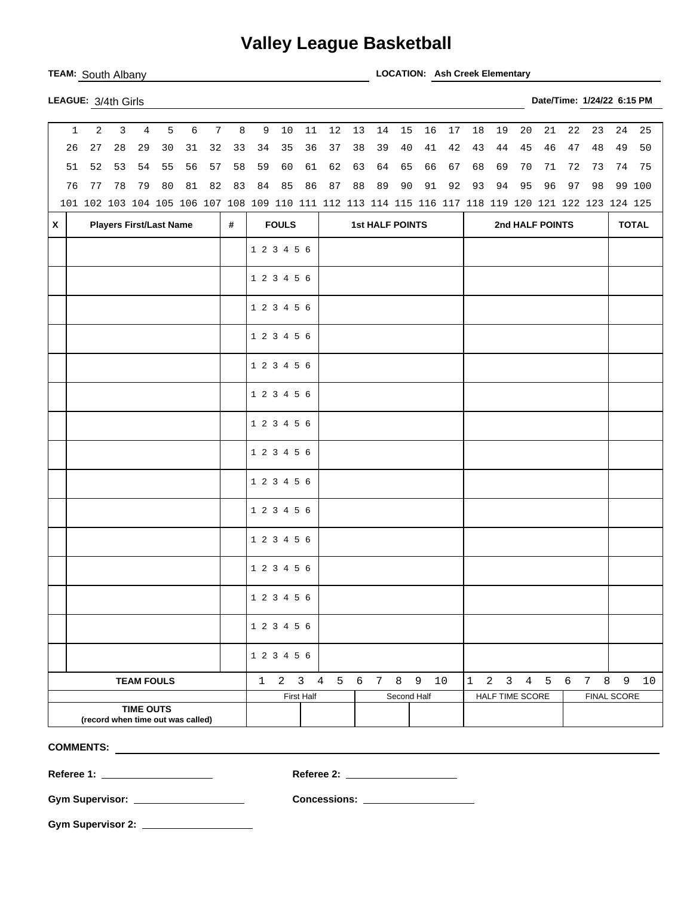# Valley League Basketball

**TEAM:** South Albany **LOCATION:** **Ash Creek Elementary**

**LEAGUE:** 3/4th Girls **Date/Time: 1/24/22 6:15 PM**

| | | | | | | | | | | | | | | | | | | | | | | | | |
|---|---|---|---|---|---|---|---|---|---|---|---|---|---|---|---|---|---|---|---|---|---|---|---|---|
| 1 | 2 | 3 | 4 | 5 | 6 | 7 | 8 | 9 | 10 | 11 | 12 | 13 | 14 | 15 | 16 | 17 | 18 | 19 | 20 | 21 | 22 | 23 | 24 | 25 |
| 26 | 27 | 28 | 29 | 30 | 31 | 32 | 33 | 34 | 35 | 36 | 37 | 38 | 39 | 40 | 41 | 42 | 43 | 44 | 45 | 46 | 47 | 48 | 49 | 50 |
| 51 | 52 | 53 | 54 | 55 | 56 | 57 | 58 | 59 | 60 | 61 | 62 | 63 | 64 | 65 | 66 | 67 | 68 | 69 | 70 | 71 | 72 | 73 | 74 | 75 |
| 76 | 77 | 78 | 79 | 80 | 81 | 82 | 83 | 84 | 85 | 86 | 87 | 88 | 89 | 90 | 91 | 92 | 93 | 94 | 95 | 96 | 97 | 98 | 99 | 100 |
| 101 | 102 | 103 | 104 | 105 | 106 | 107 | 108 | 109 | 110 | 111 | 112 | 113 | 114 | 115 | 116 | 117 | 118 | 119 | 120 | 121 | 122 | 123 | 124 | 125 |

| X | Players First/Last Name | # | FOULS | 1st HALF POINTS | 2nd HALF POINTS | TOTAL |
|---|---|---|---|---|---|---|
| | | | 1 2 3 4 5 6 | | | |
| | | | 1 2 3 4 5 6 | | | |
| | | | 1 2 3 4 5 6 | | | |
| | | | 1 2 3 4 5 6 | | | |
| | | | 1 2 3 4 5 6 | | | |
| | | | 1 2 3 4 5 6 | | | |
| | | | 1 2 3 4 5 6 | | | |
| | | | 1 2 3 4 5 6 | | | |
| | | | 1 2 3 4 5 6 | | | |
| | | | 1 2 3 4 5 6 | | | |
| | | | 1 2 3 4 5 6 | | | |
| | | | 1 2 3 4 5 6 | | | |
| | | | 1 2 3 4 5 6 | | | |
| | | | 1 2 3 4 5 6 | | | |
| | | | 1 2 3 4 5 6 | | | |

| TEAM FOULS | 1 2 3 4 5 6 7 8 9 10 | 1 2 3 4 5 6 7 8 9 10 | | |
|---|---|---|---|---|
| | First Half | Second Half | HALF TIME SCORE | FINAL SCORE |
| **TIME OUTS** (record when time out was called) | | | | |

**COMMENTS:** ______________________________

**Referee 1:** ____________________ **Referee 2:** ____________________

**Gym Supervisor:** ____________________ **Concessions:** ____________________

**Gym Supervisor 2:** ____________________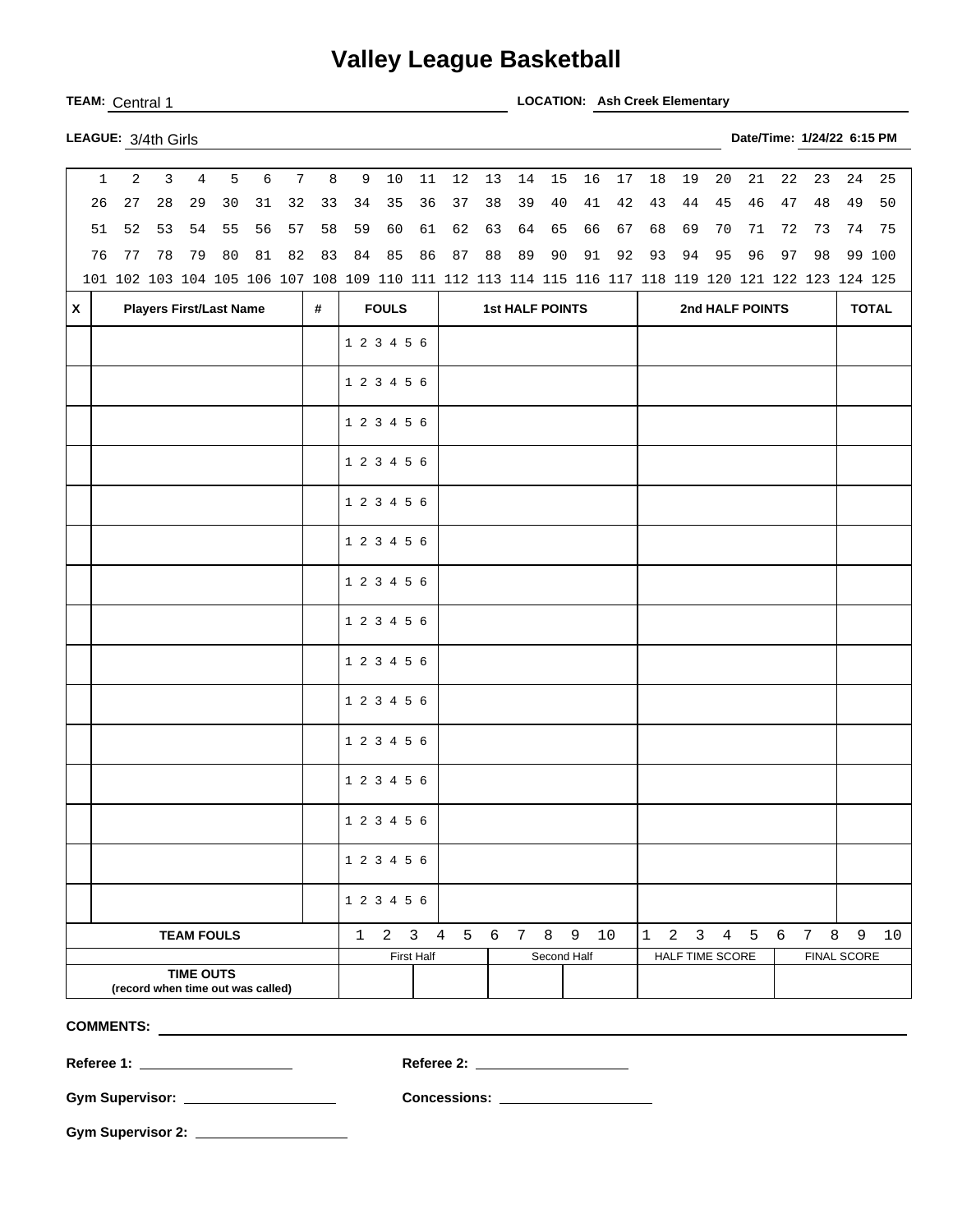# Valley League Basketball

**TEAM:** Central 1 **LOCATION:** **Ash Creek Elementary**

**LEAGUE:** 3/4th Girls **Date/Time:** **1/24/22 6:15 PM**

| | | | | | | | | | | | | | | | | | | | | | | | | |
|---|---|---|---|---|---|---|---|---|---|---|---|---|---|---|---|---|---|---|---|---|---|---|---|---|
| 1 | 2 | 3 | 4 | 5 | 6 | 7 | 8 | 9 | 10 | 11 | 12 | 13 | 14 | 15 | 16 | 17 | 18 | 19 | 20 | 21 | 22 | 23 | 24 | 25 |
| 26 | 27 | 28 | 29 | 30 | 31 | 32 | 33 | 34 | 35 | 36 | 37 | 38 | 39 | 40 | 41 | 42 | 43 | 44 | 45 | 46 | 47 | 48 | 49 | 50 |
| 51 | 52 | 53 | 54 | 55 | 56 | 57 | 58 | 59 | 60 | 61 | 62 | 63 | 64 | 65 | 66 | 67 | 68 | 69 | 70 | 71 | 72 | 73 | 74 | 75 |
| 76 | 77 | 78 | 79 | 80 | 81 | 82 | 83 | 84 | 85 | 86 | 87 | 88 | 89 | 90 | 91 | 92 | 93 | 94 | 95 | 96 | 97 | 98 | 99 | 100 |
| 101 | 102 | 103 | 104 | 105 | 106 | 107 | 108 | 109 | 110 | 111 | 112 | 113 | 114 | 115 | 116 | 117 | 118 | 119 | 120 | 121 | 122 | 123 | 124 | 125 |

| X | Players First/Last Name | # | FOULS | 1st HALF POINTS | 2nd HALF POINTS | TOTAL |
|---|---|---|---|---|---|---|
| | | | 1 2 3 4 5 6 | | | |
| | | | 1 2 3 4 5 6 | | | |
| | | | 1 2 3 4 5 6 | | | |
| | | | 1 2 3 4 5 6 | | | |
| | | | 1 2 3 4 5 6 | | | |
| | | | 1 2 3 4 5 6 | | | |
| | | | 1 2 3 4 5 6 | | | |
| | | | 1 2 3 4 5 6 | | | |
| | | | 1 2 3 4 5 6 | | | |
| | | | 1 2 3 4 5 6 | | | |
| | | | 1 2 3 4 5 6 | | | |
| | | | 1 2 3 4 5 6 | | | |
| | | | 1 2 3 4 5 6 | | | |
| | | | 1 2 3 4 5 6 | | | |
| | | | 1 2 3 4 5 6 | | | |

| | | | | | |
|---|---|---|---|---|---|
| **TEAM FOULS** | 1 2 3 4 5 6 7 8 9 10 | | 1 2 3 4 5 6 7 8 9 10 | | |
| | First Half | Second Half | HALF TIME SCORE | FINAL SCORE | |
| **TIME OUTS** (record when time out was called) | | | | | |

**COMMENTS:** \_\_\_\_\_\_\_\_\_\_\_\_\_\_\_\_\_\_\_\_

**Referee 1:** \_\_\_\_\_\_\_\_\_\_\_\_\_\_\_\_\_\_\_\_ **Referee 2:** \_\_\_\_\_\_\_\_\_\_\_\_\_\_\_\_\_\_\_\_

**Gym Supervisor:** \_\_\_\_\_\_\_\_\_\_\_\_\_\_\_\_\_\_\_\_ **Concessions:** \_\_\_\_\_\_\_\_\_\_\_\_\_\_\_\_\_\_\_\_

**Gym Supervisor 2:** \_\_\_\_\_\_\_\_\_\_\_\_\_\_\_\_\_\_\_\_